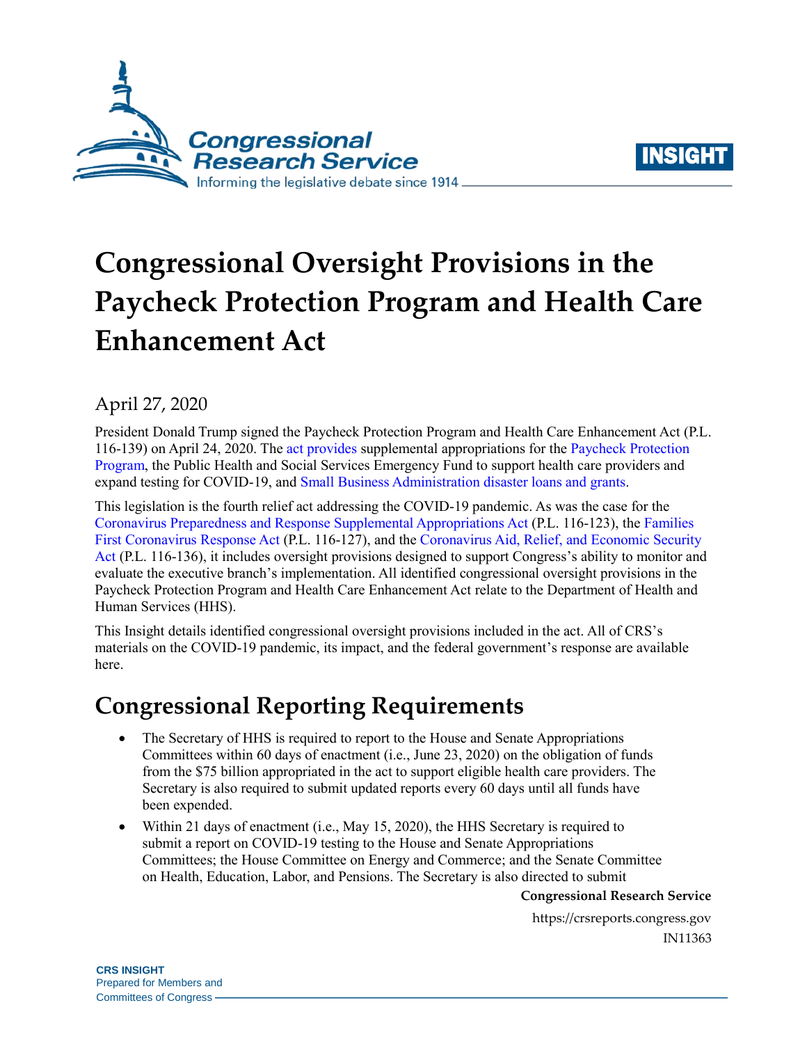# Congressional Oversight Provisions in the Paycheck Protection Program and Health Care Enhancement Act

April 27, 2020

President Donald Trump signed the Paycheck Protection Program and Health Care Enhancement Act (P.L. 116-139) on April 24, 2020. The act provides supplemental appropriations for the Paycheck Protection Program, the Public Health and Social Services Emergency Fund to support health care providers and expand testing for COVID-19, and Small Business Administration disaster loans and grants.

This legislation is the fourth relief act addressing the COVID-19 pandemic. As was the case for the Coronavirus Preparedness and Response Supplemental Appropriations Act (P.L. 116-123), the Families First Coronavirus Response Act (P.L. 116-127), and the Coronavirus Aid, Relief, and Economic Security Act (P.L. 116-136), it includes oversight provisions designed to support Congress's ability to monitor and evaluate the executive branch's implementation. All identified congressional oversight provisions in the Paycheck Protection Program and Health Care Enhancement Act relate to the Department of Health and Human Services (HHS).

This Insight details identified congressional oversight provisions included in the act. All of CRS's materials on the COVID-19 pandemic, its impact, and the federal government's response are available here.

## Congressional Reporting Requirements

- The Secretary of HHS is required to report to the House and Senate Appropriations Committees within 60 days of enactment (i.e., June 23, 2020) on the obligation of funds from the $75 billion appropriated in the act to support eligible health care providers. The Secretary is also required to submit updated reports every 60 days until all funds have been expended.
- Within 21 days of enactment (i.e., May 15, 2020), the HHS Secretary is required to submit a report on COVID-19 testing to the House and Senate Appropriations Committees; the House Committee on Energy and Commerce; and the Senate Committee on Health, Education, Labor, and Pensions. The Secretary is also directed to submit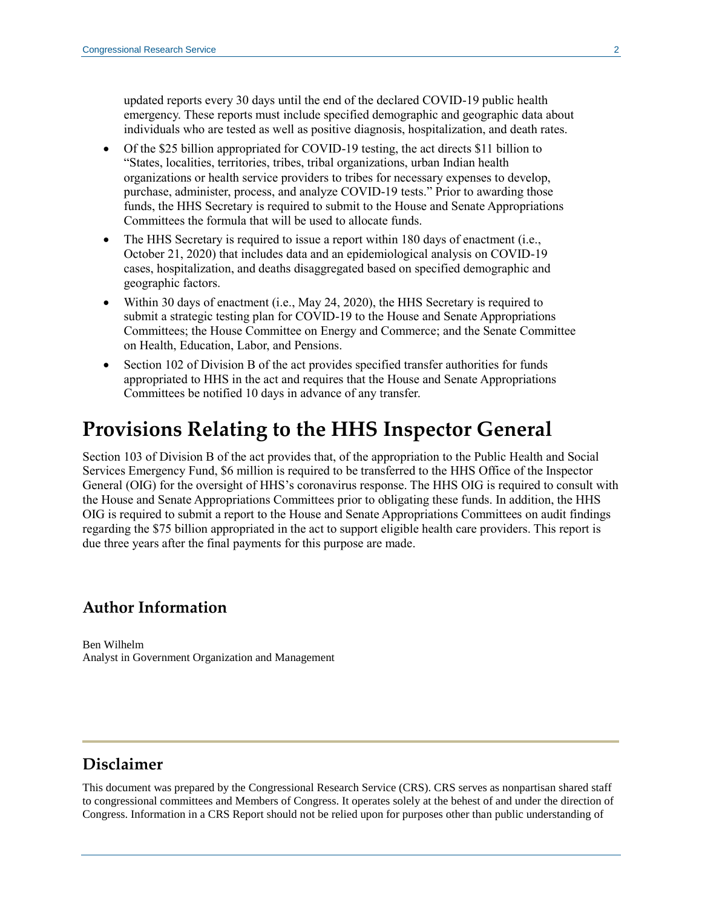updated reports every 30 days until the end of the declared COVID-19 public health emergency. These reports must include specified demographic and geographic data about individuals who are tested as well as positive diagnosis, hospitalization, and death rates.

- Of the $25 billion appropriated for COVID-19 testing, the act directs $11 billion to "States, localities, territories, tribes, tribal organizations, urban Indian health organizations or health service providers to tribes for necessary expenses to develop, purchase, administer, process, and analyze COVID-19 tests." Prior to awarding those funds, the HHS Secretary is required to submit to the House and Senate Appropriations Committees the formula that will be used to allocate funds.
- The HHS Secretary is required to issue a report within 180 days of enactment (i.e., October 21, 2020) that includes data and an epidemiological analysis on COVID-19 cases, hospitalization, and deaths disaggregated based on specified demographic and geographic factors.
- Within 30 days of enactment (i.e., May 24, 2020), the HHS Secretary is required to submit a strategic testing plan for COVID-19 to the House and Senate Appropriations Committees; the House Committee on Energy and Commerce; and the Senate Committee on Health, Education, Labor, and Pensions.
- Section 102 of Division B of the act provides specified transfer authorities for funds appropriated to HHS in the act and requires that the House and Senate Appropriations Committees be notified 10 days in advance of any transfer.

# Provisions Relating to the HHS Inspector General

Section 103 of Division B of the act provides that, of the appropriation to the Public Health and Social Services Emergency Fund, $6 million is required to be transferred to the HHS Office of the Inspector General (OIG) for the oversight of HHS's coronavirus response. The HHS OIG is required to consult with the House and Senate Appropriations Committees prior to obligating these funds. In addition, the HHS OIG is required to submit a report to the House and Senate Appropriations Committees on audit findings regarding the $75 billion appropriated in the act to support eligible health care providers. This report is due three years after the final payments for this purpose are made.

## Author Information

Ben Wilhelm
Analyst in Government Organization and Management

## Disclaimer

This document was prepared by the Congressional Research Service (CRS). CRS serves as nonpartisan shared staff to congressional committees and Members of Congress. It operates solely at the behest of and under the direction of Congress. Information in a CRS Report should not be relied upon for purposes other than public understanding of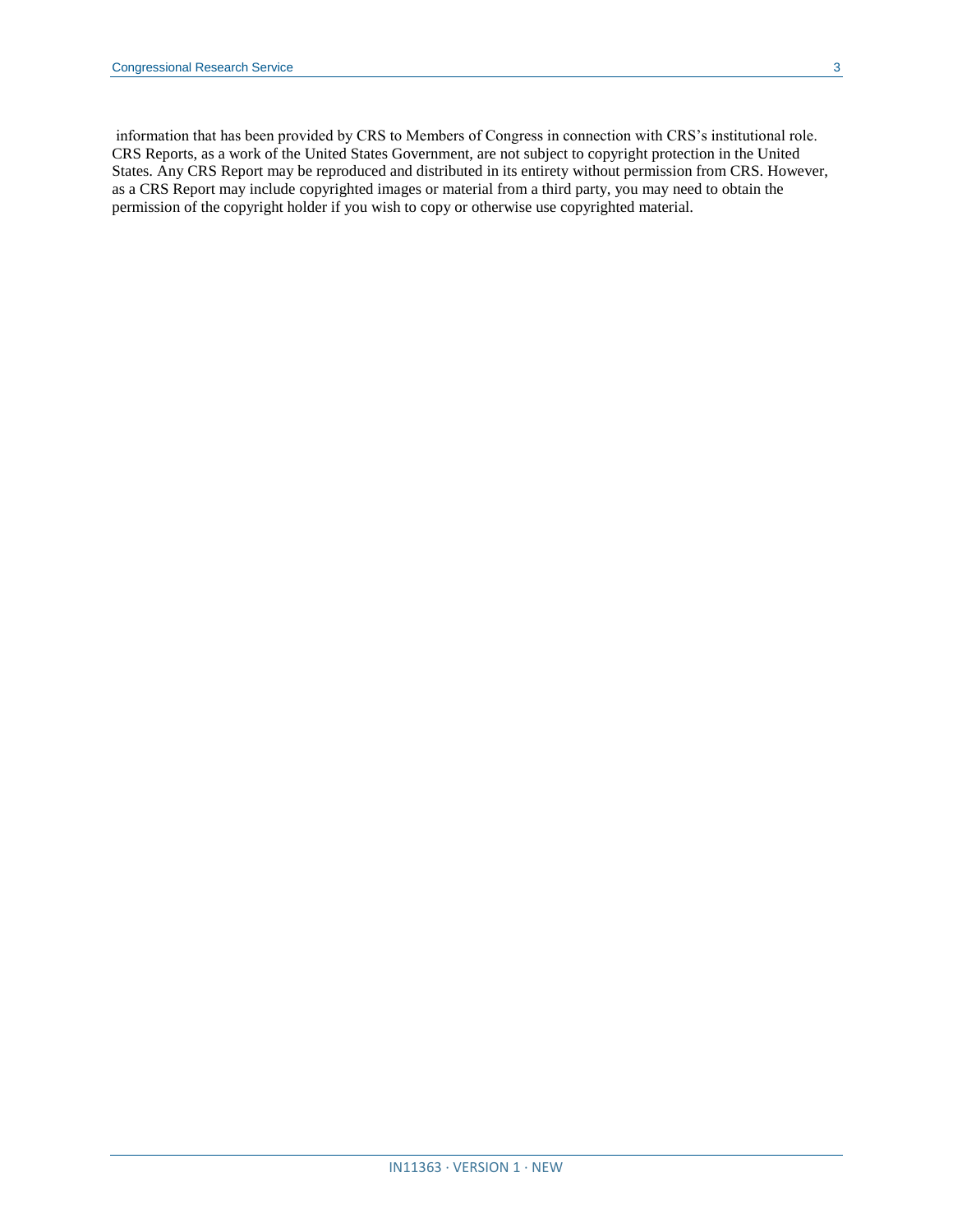information that has been provided by CRS to Members of Congress in connection with CRS's institutional role. CRS Reports, as a work of the United States Government, are not subject to copyright protection in the United States. Any CRS Report may be reproduced and distributed in its entirety without permission from CRS. However, as a CRS Report may include copyrighted images or material from a third party, you may need to obtain the permission of the copyright holder if you wish to copy or otherwise use copyrighted material.